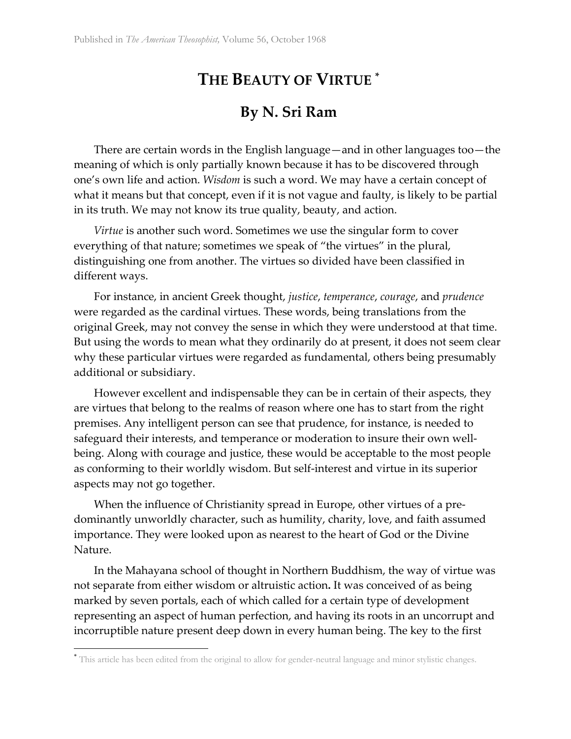Published in *The American Theosophist*, Volume 56, October 1968

# THE BEAUTY OF VIRTUE [*]

## By N. Sri Ram

There are certain words in the English language—and in other languages too—the meaning of which is only partially known because it has to be discovered through one's own life and action. *Wisdom* is such a word. We may have a certain concept of what it means but that concept, even if it is not vague and faulty, is likely to be partial in its truth. We may not know its true quality, beauty, and action.

*Virtue* is another such word. Sometimes we use the singular form to cover everything of that nature; sometimes we speak of "the virtues" in the plural, distinguishing one from another. The virtues so divided have been classified in different ways.

For instance, in ancient Greek thought, *justice*, *temperance*, *courage*, and *prudence* were regarded as the cardinal virtues. These words, being translations from the original Greek, may not convey the sense in which they were understood at that time. But using the words to mean what they ordinarily do at present, it does not seem clear why these particular virtues were regarded as fundamental, others being presumably additional or subsidiary.

However excellent and indispensable they can be in certain of their aspects, they are virtues that belong to the realms of reason where one has to start from the right premises. Any intelligent person can see that prudence, for instance, is needed to safeguard their interests, and temperance or moderation to insure their own well-being. Along with courage and justice, these would be acceptable to the most people as conforming to their worldly wisdom. But self-interest and virtue in its superior aspects may not go together.

When the influence of Christianity spread in Europe, other virtues of a pre-dominantly unworldly character, such as humility, charity, love, and faith assumed importance. They were looked upon as nearest to the heart of God or the Divine Nature.

In the Mahayana school of thought in Northern Buddhism, the way of virtue was not separate from either wisdom or altruistic action**.** It was conceived of as being marked by seven portals, each of which called for a certain type of development representing an aspect of human perfection, and having its roots in an uncorrupt and incorruptible nature present deep down in every human being. The key to the first

[*] This article has been edited from the original to allow for gender-neutral language and minor stylistic changes.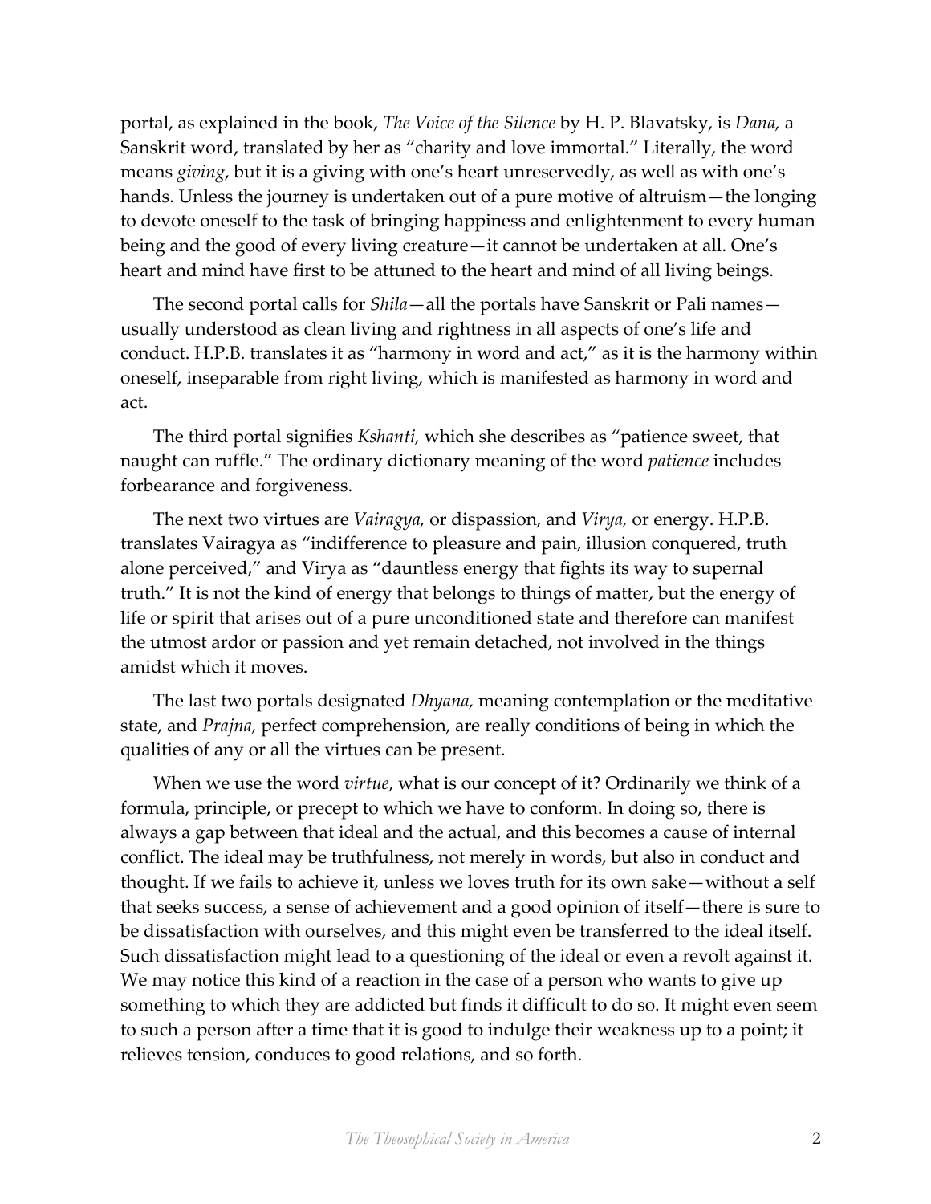portal, as explained in the book, *The Voice of the Silence* by H. P. Blavatsky, is *Dana,* a Sanskrit word, translated by her as "charity and love immortal." Literally, the word means *giving*, but it is a giving with one's heart unreservedly, as well as with one's hands. Unless the journey is undertaken out of a pure motive of altruism—the longing to devote oneself to the task of bringing happiness and enlightenment to every human being and the good of every living creature—it cannot be undertaken at all. One's heart and mind have first to be attuned to the heart and mind of all living beings.

The second portal calls for *Shila*—all the portals have Sanskrit or Pali names—usually understood as clean living and rightness in all aspects of one's life and conduct. H.P.B. translates it as "harmony in word and act," as it is the harmony within oneself, inseparable from right living, which is manifested as harmony in word and act.

The third portal signifies *Kshanti,* which she describes as "patience sweet, that naught can ruffle." The ordinary dictionary meaning of the word *patience* includes forbearance and forgiveness.

The next two virtues are *Vairagya,* or dispassion, and *Virya,* or energy. H.P.B. translates Vairagya as "indifference to pleasure and pain, illusion conquered, truth alone perceived," and Virya as "dauntless energy that fights its way to supernal truth." It is not the kind of energy that belongs to things of matter, but the energy of life or spirit that arises out of a pure unconditioned state and therefore can manifest the utmost ardor or passion and yet remain detached, not involved in the things amidst which it moves.

The last two portals designated *Dhyana,* meaning contemplation or the meditative state, and *Prajna,* perfect comprehension, are really conditions of being in which the qualities of any or all the virtues can be present.

When we use the word *virtue*, what is our concept of it? Ordinarily we think of a formula, principle, or precept to which we have to conform. In doing so, there is always a gap between that ideal and the actual, and this becomes a cause of internal conflict. The ideal may be truthfulness, not merely in words, but also in conduct and thought. If we fails to achieve it, unless we loves truth for its own sake—without a self that seeks success, a sense of achievement and a good opinion of itself—there is sure to be dissatisfaction with ourselves, and this might even be transferred to the ideal itself. Such dissatisfaction might lead to a questioning of the ideal or even a revolt against it. We may notice this kind of a reaction in the case of a person who wants to give up something to which they are addicted but finds it difficult to do so. It might even seem to such a person after a time that it is good to indulge their weakness up to a point; it relieves tension, conduces to good relations, and so forth.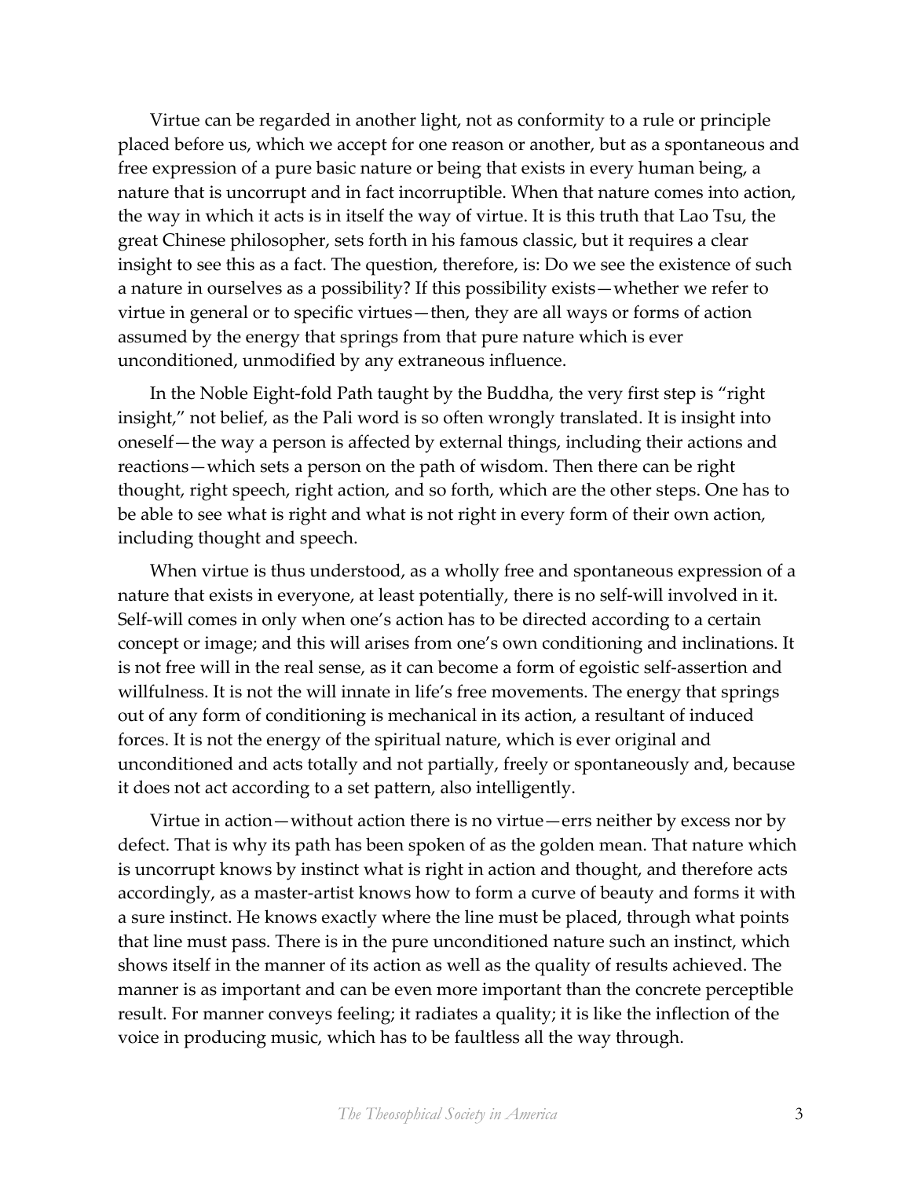Virtue can be regarded in another light, not as conformity to a rule or principle placed before us, which we accept for one reason or another, but as a spontaneous and free expression of a pure basic nature or being that exists in every human being, a nature that is uncorrupt and in fact incorruptible. When that nature comes into action, the way in which it acts is in itself the way of virtue. It is this truth that Lao Tsu, the great Chinese philosopher, sets forth in his famous classic, but it requires a clear insight to see this as a fact. The question, therefore, is: Do we see the existence of such a nature in ourselves as a possibility? If this possibility exists—whether we refer to virtue in general or to specific virtues—then, they are all ways or forms of action assumed by the energy that springs from that pure nature which is ever unconditioned, unmodified by any extraneous influence.

In the Noble Eight-fold Path taught by the Buddha, the very first step is "right insight," not belief, as the Pali word is so often wrongly translated. It is insight into oneself—the way a person is affected by external things, including their actions and reactions—which sets a person on the path of wisdom. Then there can be right thought, right speech, right action, and so forth, which are the other steps. One has to be able to see what is right and what is not right in every form of their own action, including thought and speech.

When virtue is thus understood, as a wholly free and spontaneous expression of a nature that exists in everyone, at least potentially, there is no self-will involved in it. Self-will comes in only when one's action has to be directed according to a certain concept or image; and this will arises from one's own conditioning and inclinations. It is not free will in the real sense, as it can become a form of egoistic self-assertion and willfulness. It is not the will innate in life's free movements. The energy that springs out of any form of conditioning is mechanical in its action, a resultant of induced forces. It is not the energy of the spiritual nature, which is ever original and unconditioned and acts totally and not partially, freely or spontaneously and, because it does not act according to a set pattern, also intelligently.

Virtue in action—without action there is no virtue—errs neither by excess nor by defect. That is why its path has been spoken of as the golden mean. That nature which is uncorrupt knows by instinct what is right in action and thought, and therefore acts accordingly, as a master-artist knows how to form a curve of beauty and forms it with a sure instinct. He knows exactly where the line must be placed, through what points that line must pass. There is in the pure unconditioned nature such an instinct, which shows itself in the manner of its action as well as the quality of results achieved. The manner is as important and can be even more important than the concrete perceptible result. For manner conveys feeling; it radiates a quality; it is like the inflection of the voice in producing music, which has to be faultless all the way through.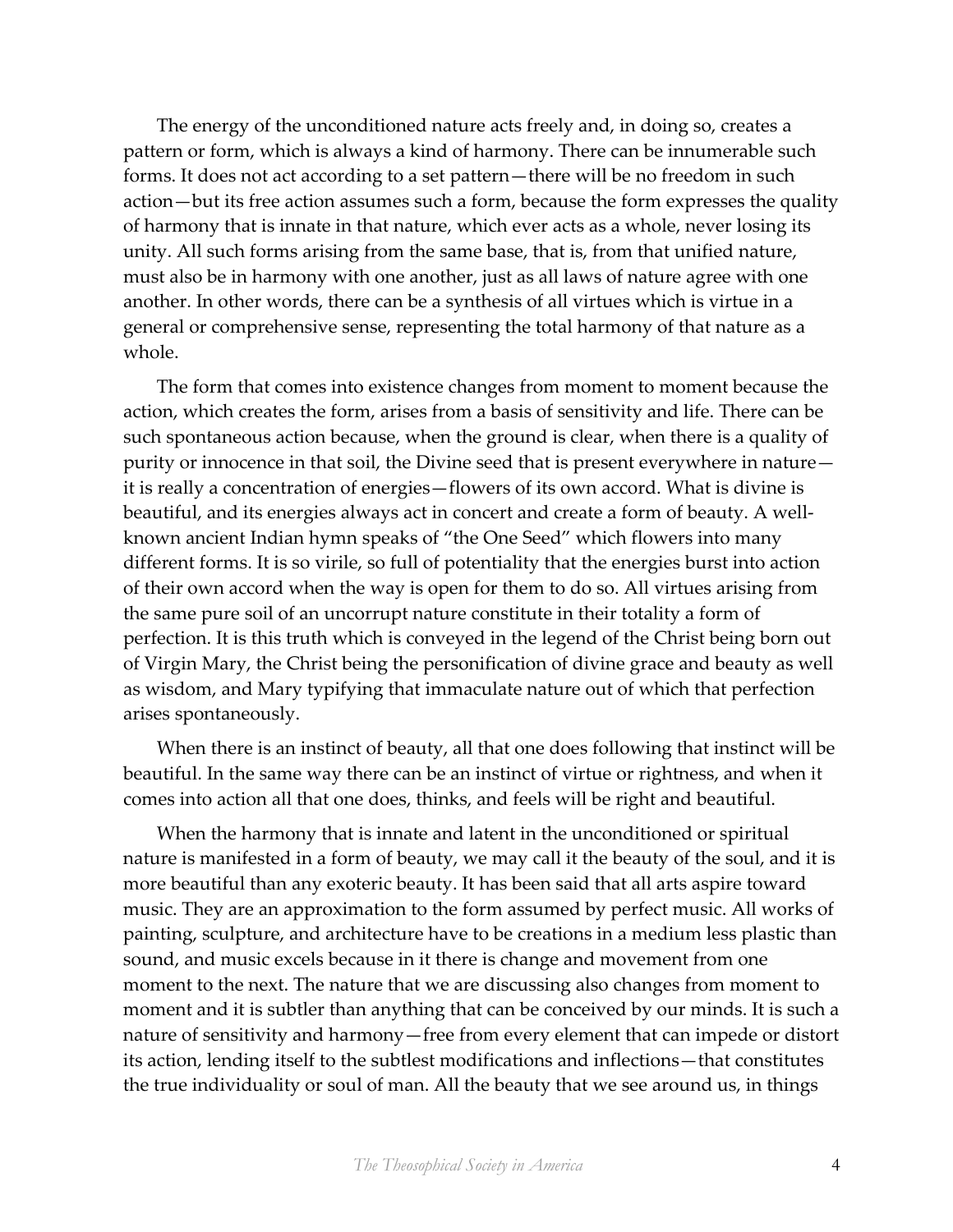The energy of the unconditioned nature acts freely and, in doing so, creates a pattern or form, which is always a kind of harmony. There can be innumerable such forms. It does not act according to a set pattern—there will be no freedom in such action—but its free action assumes such a form, because the form expresses the quality of harmony that is innate in that nature, which ever acts as a whole, never losing its unity. All such forms arising from the same base, that is, from that unified nature, must also be in harmony with one another, just as all laws of nature agree with one another. In other words, there can be a synthesis of all virtues which is virtue in a general or comprehensive sense, representing the total harmony of that nature as a whole.

The form that comes into existence changes from moment to moment because the action, which creates the form, arises from a basis of sensitivity and life. There can be such spontaneous action because, when the ground is clear, when there is a quality of purity or innocence in that soil, the Divine seed that is present everywhere in nature—it is really a concentration of energies—flowers of its own accord. What is divine is beautiful, and its energies always act in concert and create a form of beauty. A well-known ancient Indian hymn speaks of "the One Seed" which flowers into many different forms. It is so virile, so full of potentiality that the energies burst into action of their own accord when the way is open for them to do so. All virtues arising from the same pure soil of an uncorrupt nature constitute in their totality a form of perfection. It is this truth which is conveyed in the legend of the Christ being born out of Virgin Mary, the Christ being the personification of divine grace and beauty as well as wisdom, and Mary typifying that immaculate nature out of which that perfection arises spontaneously.

When there is an instinct of beauty, all that one does following that instinct will be beautiful. In the same way there can be an instinct of virtue or rightness, and when it comes into action all that one does, thinks, and feels will be right and beautiful.

When the harmony that is innate and latent in the unconditioned or spiritual nature is manifested in a form of beauty, we may call it the beauty of the soul, and it is more beautiful than any exoteric beauty. It has been said that all arts aspire toward music. They are an approximation to the form assumed by perfect music. All works of painting, sculpture, and architecture have to be creations in a medium less plastic than sound, and music excels because in it there is change and movement from one moment to the next. The nature that we are discussing also changes from moment to moment and it is subtler than anything that can be conceived by our minds. It is such a nature of sensitivity and harmony—free from every element that can impede or distort its action, lending itself to the subtlest modifications and inflections—that constitutes the true individuality or soul of man. All the beauty that we see around us, in things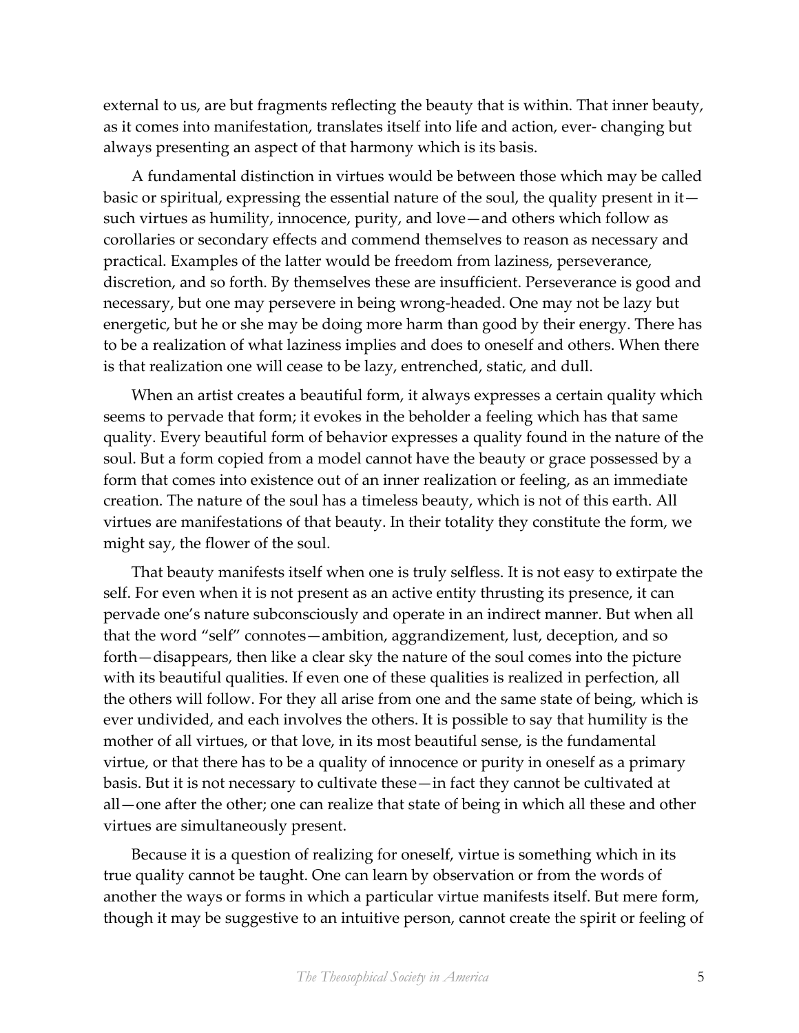external to us, are but fragments reflecting the beauty that is within. That inner beauty, as it comes into manifestation, translates itself into life and action, ever- changing but always presenting an aspect of that harmony which is its basis.

A fundamental distinction in virtues would be between those which may be called basic or spiritual, expressing the essential nature of the soul, the quality present in it—such virtues as humility, innocence, purity, and love—and others which follow as corollaries or secondary effects and commend themselves to reason as necessary and practical. Examples of the latter would be freedom from laziness, perseverance, discretion, and so forth. By themselves these are insufficient. Perseverance is good and necessary, but one may persevere in being wrong-headed. One may not be lazy but energetic, but he or she may be doing more harm than good by their energy. There has to be a realization of what laziness implies and does to oneself and others. When there is that realization one will cease to be lazy, entrenched, static, and dull.

When an artist creates a beautiful form, it always expresses a certain quality which seems to pervade that form; it evokes in the beholder a feeling which has that same quality. Every beautiful form of behavior expresses a quality found in the nature of the soul. But a form copied from a model cannot have the beauty or grace possessed by a form that comes into existence out of an inner realization or feeling, as an immediate creation. The nature of the soul has a timeless beauty, which is not of this earth. All virtues are manifestations of that beauty. In their totality they constitute the form, we might say, the flower of the soul.

That beauty manifests itself when one is truly selfless. It is not easy to extirpate the self. For even when it is not present as an active entity thrusting its presence, it can pervade one's nature subconsciously and operate in an indirect manner. But when all that the word "self" connotes—ambition, aggrandizement, lust, deception, and so forth—disappears, then like a clear sky the nature of the soul comes into the picture with its beautiful qualities. If even one of these qualities is realized in perfection, all the others will follow. For they all arise from one and the same state of being, which is ever undivided, and each involves the others. It is possible to say that humility is the mother of all virtues, or that love, in its most beautiful sense, is the fundamental virtue, or that there has to be a quality of innocence or purity in oneself as a primary basis. But it is not necessary to cultivate these—in fact they cannot be cultivated at all—one after the other; one can realize that state of being in which all these and other virtues are simultaneously present.

Because it is a question of realizing for oneself, virtue is something which in its true quality cannot be taught. One can learn by observation or from the words of another the ways or forms in which a particular virtue manifests itself. But mere form, though it may be suggestive to an intuitive person, cannot create the spirit or feeling of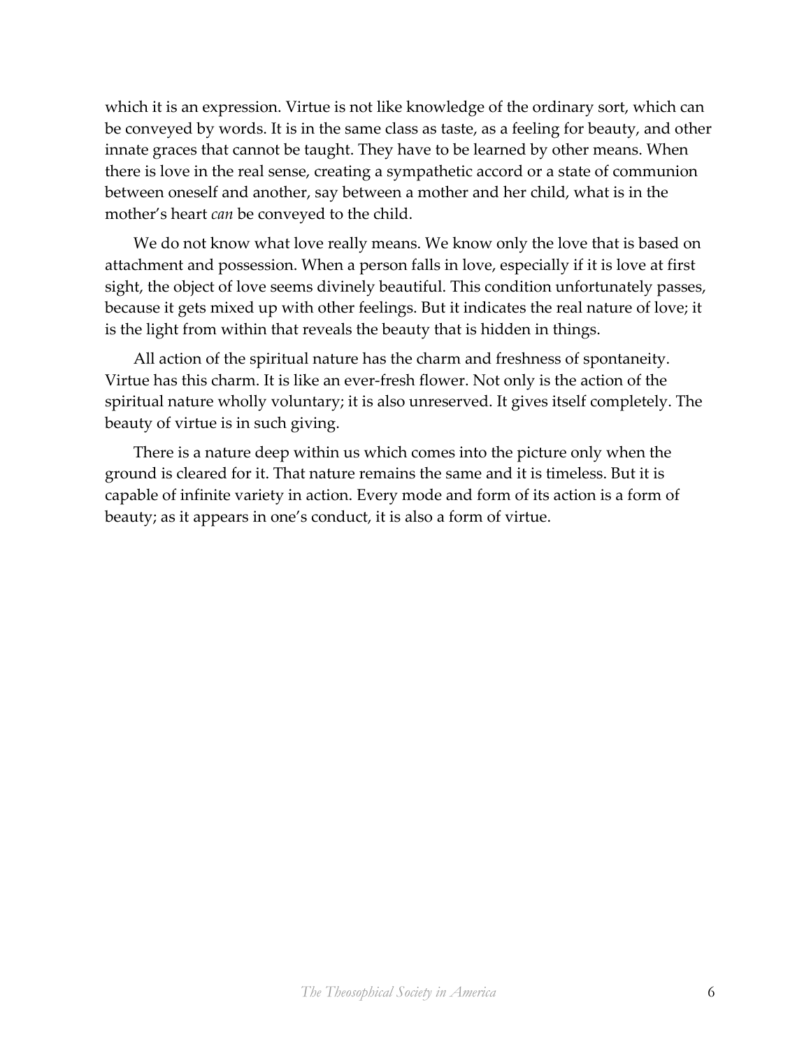which it is an expression. Virtue is not like knowledge of the ordinary sort, which can be conveyed by words. It is in the same class as taste, as a feeling for beauty, and other innate graces that cannot be taught. They have to be learned by other means. When there is love in the real sense, creating a sympathetic accord or a state of communion between oneself and another, say between a mother and her child, what is in the mother's heart *can* be conveyed to the child.

We do not know what love really means. We know only the love that is based on attachment and possession. When a person falls in love, especially if it is love at first sight, the object of love seems divinely beautiful. This condition unfortunately passes, because it gets mixed up with other feelings. But it indicates the real nature of love; it is the light from within that reveals the beauty that is hidden in things.

All action of the spiritual nature has the charm and freshness of spontaneity. Virtue has this charm. It is like an ever-fresh flower. Not only is the action of the spiritual nature wholly voluntary; it is also unreserved. It gives itself completely. The beauty of virtue is in such giving.

There is a nature deep within us which comes into the picture only when the ground is cleared for it. That nature remains the same and it is timeless. But it is capable of infinite variety in action. Every mode and form of its action is a form of beauty; as it appears in one's conduct, it is also a form of virtue.